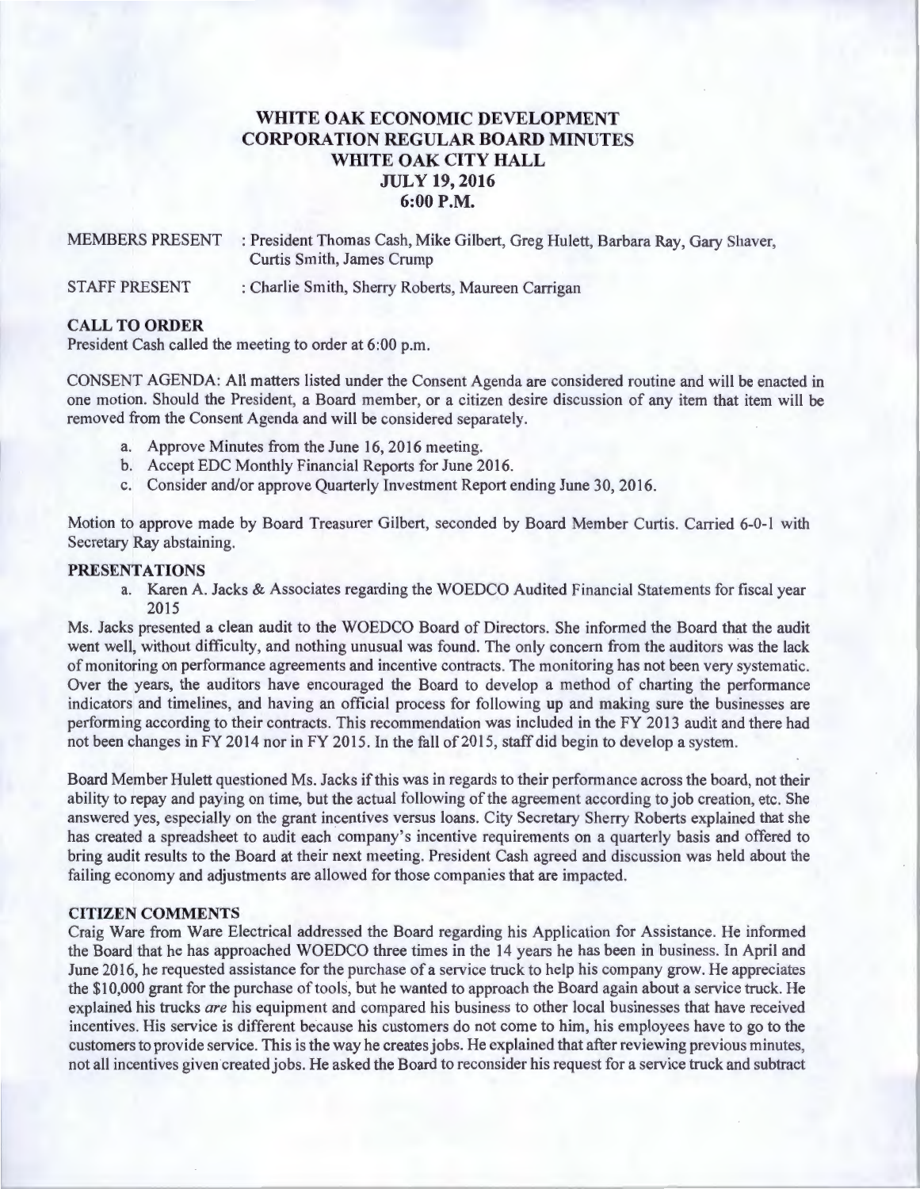# WHITE OAK ECONOMIC DEVELOPMENT CORPORATION REGULAR BOARD MINUTES
## WHITE OAK CITY HALL
## JULY 19, 2016
## 6:00 P.M.

MEMBERS PRESENT : President Thomas Cash, Mike Gilbert, Greg Hulett, Barbara Ray, Gary Shaver, Curtis Smith, James Crump

STAFF PRESENT : Charlie Smith, Sherry Roberts, Maureen Carrigan

### CALL TO ORDER

President Cash called the meeting to order at 6:00 p.m.

CONSENT AGENDA: All matters listed under the Consent Agenda are considered routine and will be enacted in one motion. Should the President, a Board member, or a citizen desire discussion of any item that item will be removed from the Consent Agenda and will be considered separately.

a. Approve Minutes from the June 16, 2016 meeting.
b. Accept EDC Monthly Financial Reports for June 2016.
c. Consider and/or approve Quarterly Investment Report ending June 30, 2016.

Motion to approve made by Board Treasurer Gilbert, seconded by Board Member Curtis. Carried 6-0-1 with Secretary Ray abstaining.

### PRESENTATIONS

a. Karen A. Jacks & Associates regarding the WOEDCO Audited Financial Statements for fiscal year 2015

Ms. Jacks presented a clean audit to the WOEDCO Board of Directors. She informed the Board that the audit went well, without difficulty, and nothing unusual was found. The only concern from the auditors was the lack of monitoring on performance agreements and incentive contracts. The monitoring has not been very systematic. Over the years, the auditors have encouraged the Board to develop a method of charting the performance indicators and timelines, and having an official process for following up and making sure the businesses are performing according to their contracts. This recommendation was included in the FY 2013 audit and there had not been changes in FY 2014 nor in FY 2015. In the fall of 2015, staff did begin to develop a system.

Board Member Hulett questioned Ms. Jacks if this was in regards to their performance across the board, not their ability to repay and paying on time, but the actual following of the agreement according to job creation, etc. She answered yes, especially on the grant incentives versus loans. City Secretary Sherry Roberts explained that she has created a spreadsheet to audit each company's incentive requirements on a quarterly basis and offered to bring audit results to the Board at their next meeting. President Cash agreed and discussion was held about the failing economy and adjustments are allowed for those companies that are impacted.

### CITIZEN COMMENTS

Craig Ware from Ware Electrical addressed the Board regarding his Application for Assistance. He informed the Board that he has approached WOEDCO three times in the 14 years he has been in business. In April and June 2016, he requested assistance for the purchase of a service truck to help his company grow. He appreciates the $10,000 grant for the purchase of tools, but he wanted to approach the Board again about a service truck. He explained his trucks *are* his equipment and compared his business to other local businesses that have received incentives. His service is different because his customers do not come to him, his employees have to go to the customers to provide service. This is the way he creates jobs. He explained that after reviewing previous minutes, not all incentives given created jobs. He asked the Board to reconsider his request for a service truck and subtract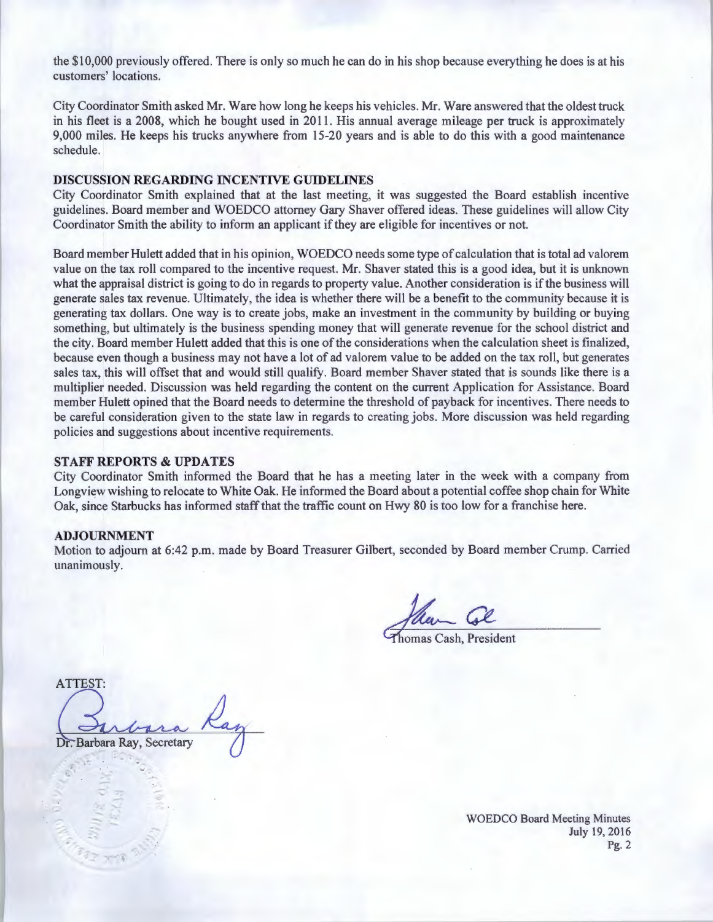the $10,000 previously offered. There is only so much he can do in his shop because everything he does is at his customers' locations.

City Coordinator Smith asked Mr. Ware how long he keeps his vehicles. Mr. Ware answered that the oldest truck in his fleet is a 2008, which he bought used in 2011. His annual average mileage per truck is approximately 9,000 miles. He keeps his trucks anywhere from 15-20 years and is able to do this with a good maintenance schedule.

**DISCUSSION REGARDING INCENTIVE GUIDELINES**

City Coordinator Smith explained that at the last meeting, it was suggested the Board establish incentive guidelines. Board member and WOEDCO attorney Gary Shaver offered ideas. These guidelines will allow City Coordinator Smith the ability to inform an applicant if they are eligible for incentives or not.

Board member Hulett added that in his opinion, WOEDCO needs some type of calculation that is total ad valorem value on the tax roll compared to the incentive request. Mr. Shaver stated this is a good idea, but it is unknown what the appraisal district is going to do in regards to property value. Another consideration is if the business will generate sales tax revenue. Ultimately, the idea is whether there will be a benefit to the community because it is generating tax dollars. One way is to create jobs, make an investment in the community by building or buying something, but ultimately is the business spending money that will generate revenue for the school district and the city. Board member Hulett added that this is one of the considerations when the calculation sheet is finalized, because even though a business may not have a lot of ad valorem value to be added on the tax roll, but generates sales tax, this will offset that and would still qualify. Board member Shaver stated that is sounds like there is a multiplier needed. Discussion was held regarding the content on the current Application for Assistance. Board member Hulett opined that the Board needs to determine the threshold of payback for incentives. There needs to be careful consideration given to the state law in regards to creating jobs. More discussion was held regarding policies and suggestions about incentive requirements.

**STAFF REPORTS & UPDATES**

City Coordinator Smith informed the Board that he has a meeting later in the week with a company from Longview wishing to relocate to White Oak. He informed the Board about a potential coffee shop chain for White Oak, since Starbucks has informed staff that the traffic count on Hwy 80 is too low for a franchise here.

**ADJOURNMENT**

Motion to adjourn at 6:42 p.m. made by Board Treasurer Gilbert, seconded by Board member Crump. Carried unanimously.

Thomas Cash, President

ATTEST:

Dr. Barbara Ray, Secretary

WOEDCO Board Meeting Minutes
July 19, 2016